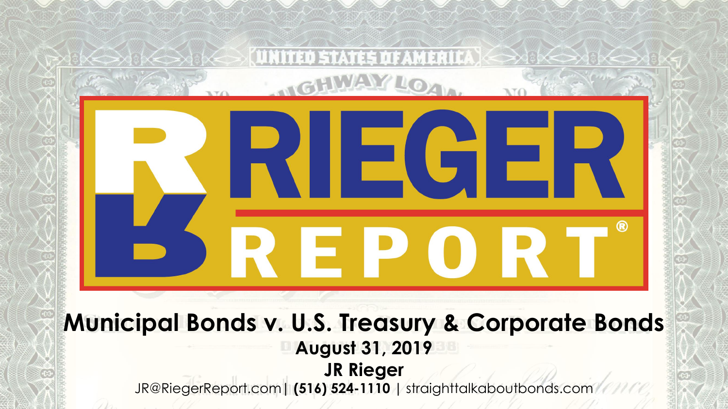# RIEGER REPORT®

## Municipal Bonds v. U.S. Treasury & Corporate Bonds

**August 31, 2019**

**JR Rieger**

JR@RiegerReport.com | **(516) 524-1110** | straighttalkaboutbonds.com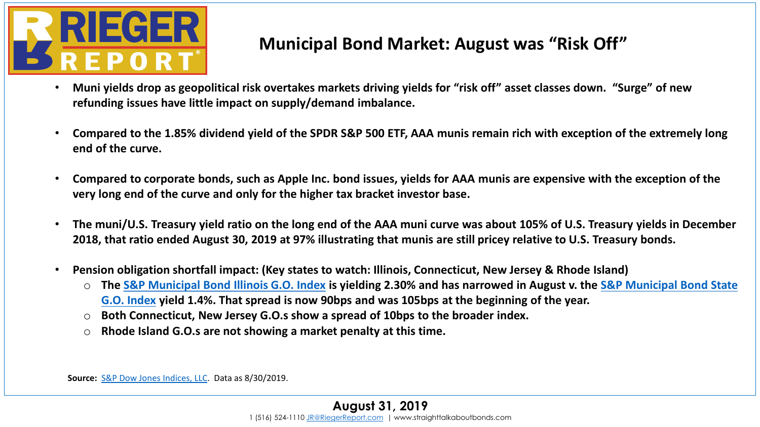# Municipal Bond Market: August was "Risk Off"

- **Muni yields drop as geopolitical risk overtakes markets driving yields for "risk off" asset classes down. "Surge" of new refunding issues have little impact on supply/demand imbalance.**
- **Compared to the 1.85% dividend yield of the SPDR S&P 500 ETF, AAA munis remain rich with exception of the extremely long end of the curve.**
- **Compared to corporate bonds, such as Apple Inc. bond issues, yields for AAA munis are expensive with the exception of the very long end of the curve and only for the higher tax bracket investor base.**
- **The muni/U.S. Treasury yield ratio on the long end of the AAA muni curve was about 105% of U.S. Treasury yields in December 2018, that ratio ended August 30, 2019 at 97% illustrating that munis are still pricey relative to U.S. Treasury bonds.**
- **Pension obligation shortfall impact: (Key states to watch: Illinois, Connecticut, New Jersey & Rhode Island)**
  - **The S&P Municipal Bond Illinois G.O. Index is yielding 2.30% and has narrowed in August v. the S&P Municipal Bond State G.O. Index yield 1.4%. That spread is now 90bps and was 105bps at the beginning of the year.**
  - **Both Connecticut, New Jersey G.O.s show a spread of 10bps to the broader index.**
  - **Rhode Island G.O.s are not showing a market penalty at this time.**

**Source:** S&P Dow Jones Indices, LLC. Data as 8/30/2019.

**August 31, 2019**

1 (516) 524-1110 JR@RiegerReport.com | www.straighttalkaboutbonds.com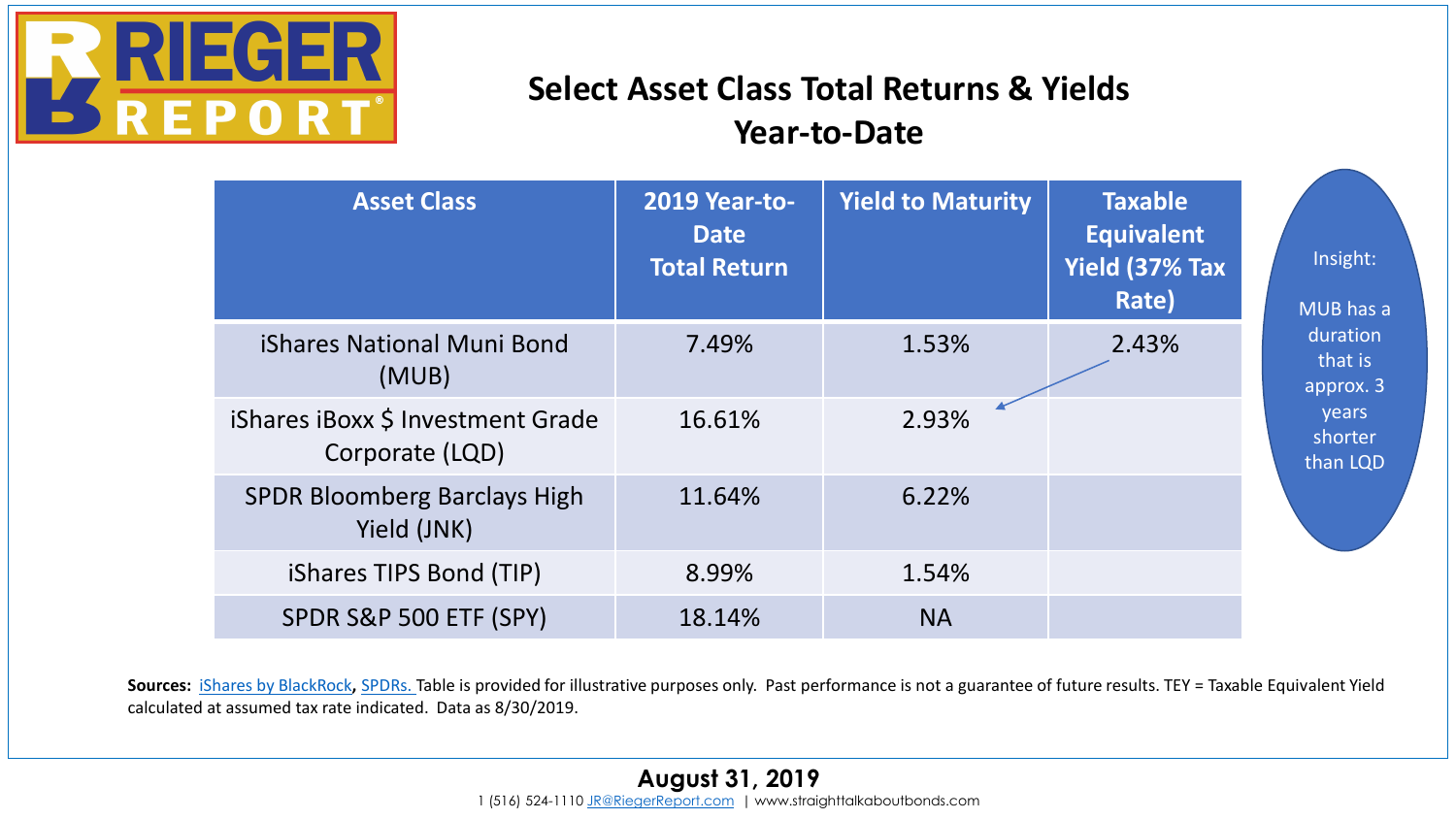RIEGER REPORT®

# Select Asset Class Total Returns & Yields Year-to-Date

| Asset Class | 2019 Year-to-Date Total Return | Yield to Maturity | Taxable Equivalent Yield (37% Tax Rate) |
|---|---|---|---|
| iShares National Muni Bond (MUB) | 7.49% | 1.53% | 2.43% |
| iShares iBoxx $ Investment Grade Corporate (LQD) | 16.61% | 2.93% | |
| SPDR Bloomberg Barclays High Yield (JNK) | 11.64% | 6.22% | |
| iShares TIPS Bond (TIP) | 8.99% | 1.54% | |
| SPDR S&P 500 ETF (SPY) | 18.14% | NA | |

Insight:

MUB has a duration that is approx. 3 years shorter than LQD

**Sources:** iShares by BlackRock, SPDRs. Table is provided for illustrative purposes only. Past performance is not a guarantee of future results. TEY = Taxable Equivalent Yield calculated at assumed tax rate indicated. Data as 8/30/2019.

**August 31, 2019**

1 (516) 524-1110 JR@RiegerReport.com | www.straighttalkaboutbonds.com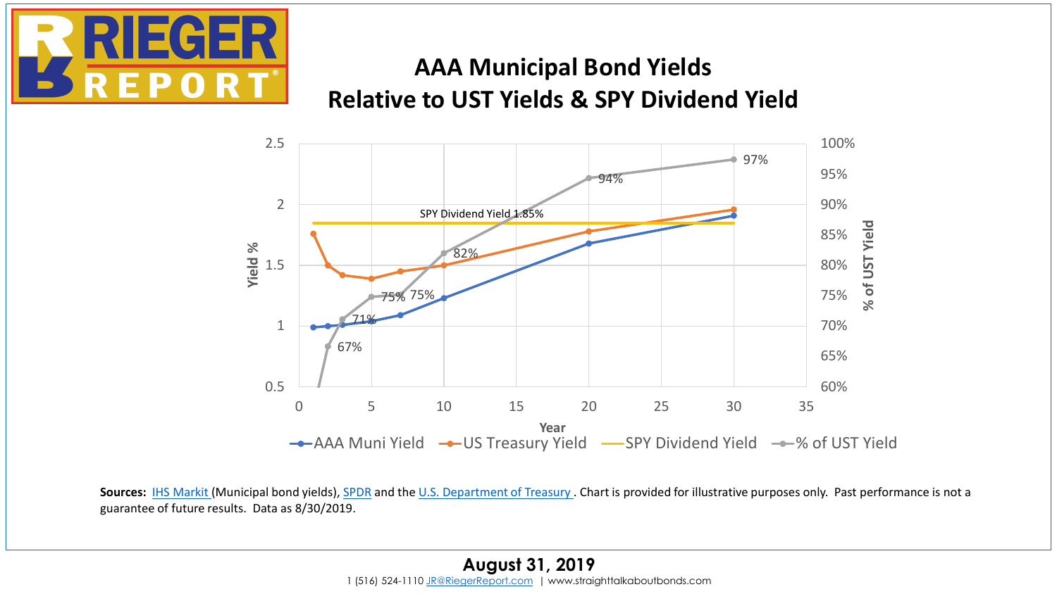# AAA Municipal Bond Yields Relative to UST Yields & SPY Dividend Yield

Sources: IHS Markit (Municipal bond yields), SPDR and the U.S. Department of Treasury. Chart is provided for illustrative purposes only. Past performance is not a guarantee of future results. Data as 8/30/2019.

**August 31, 2019**

1 (516) 524-1110 JR@RiegerReport.com | www.straighttalkaboutbonds.com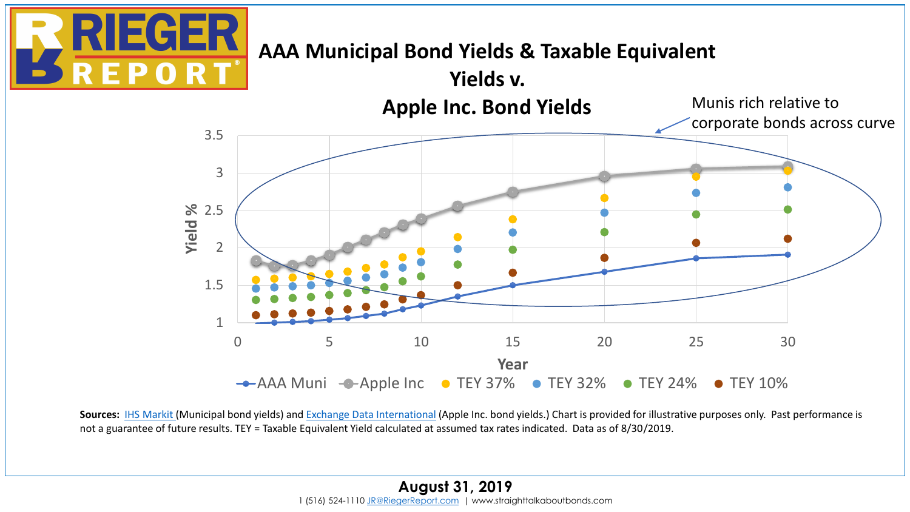# AAA Municipal Bond Yields & Taxable Equivalent Yields v. Apple Inc. Bond Yields

Munis rich relative to corporate bonds across curve

Yield %

Year

AAA Muni · Apple Inc · TEY 37% · TEY 32% · TEY 24% · TEY 10%

**Sources:** IHS Markit (Municipal bond yields) and Exchange Data International (Apple Inc. bond yields.) Chart is provided for illustrative purposes only. Past performance is not a guarantee of future results. TEY = Taxable Equivalent Yield calculated at assumed tax rates indicated. Data as of 8/30/2019.

**August 31, 2019**

1 (516) 524-1110 JR@RiegerReport.com | www.straighttalkaboutbonds.com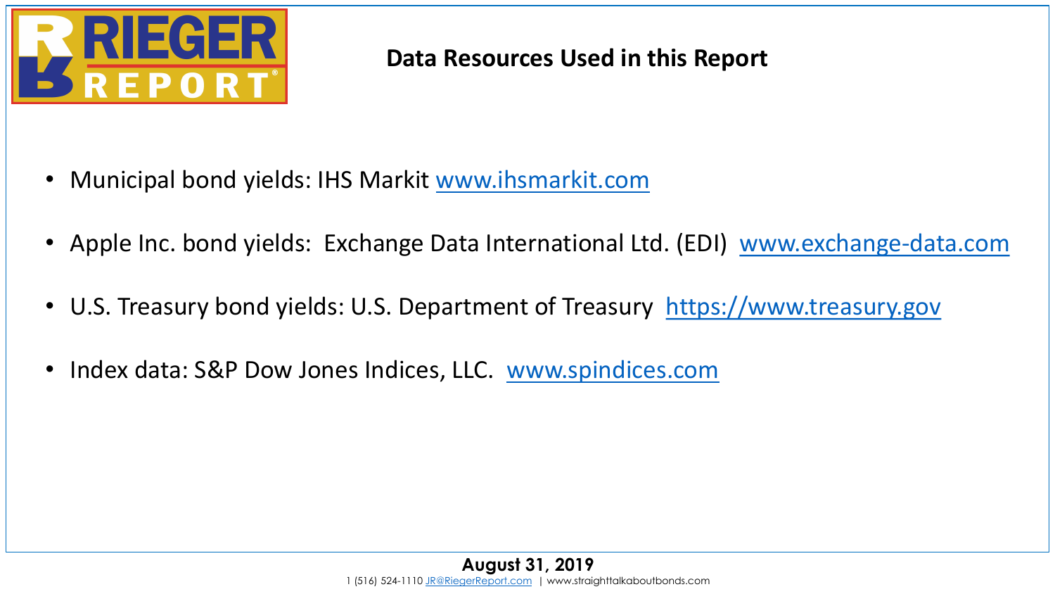# Data Resources Used in this Report

- Municipal bond yields: IHS Markit www.ihsmarkit.com
- Apple Inc. bond yields: Exchange Data International Ltd. (EDI) www.exchange-data.com
- U.S. Treasury bond yields: U.S. Department of Treasury https://www.treasury.gov
- Index data: S&P Dow Jones Indices, LLC. www.spindices.com

**August 31, 2019**

1 (516) 524-1110 JR@RiegerReport.com | www.straighttalkaboutbonds.com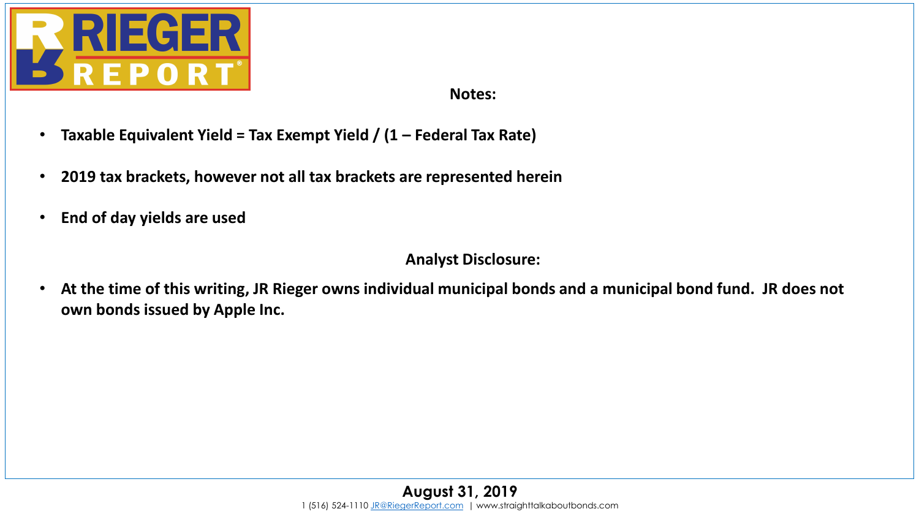## Notes:

- **Taxable Equivalent Yield = Tax Exempt Yield / (1 – Federal Tax Rate)**
- **2019 tax brackets, however not all tax brackets are represented herein**
- **End of day yields are used**

## Analyst Disclosure:

- **At the time of this writing, JR Rieger owns individual municipal bonds and a municipal bond fund. JR does not own bonds issued by Apple Inc.**

**August 31, 2019**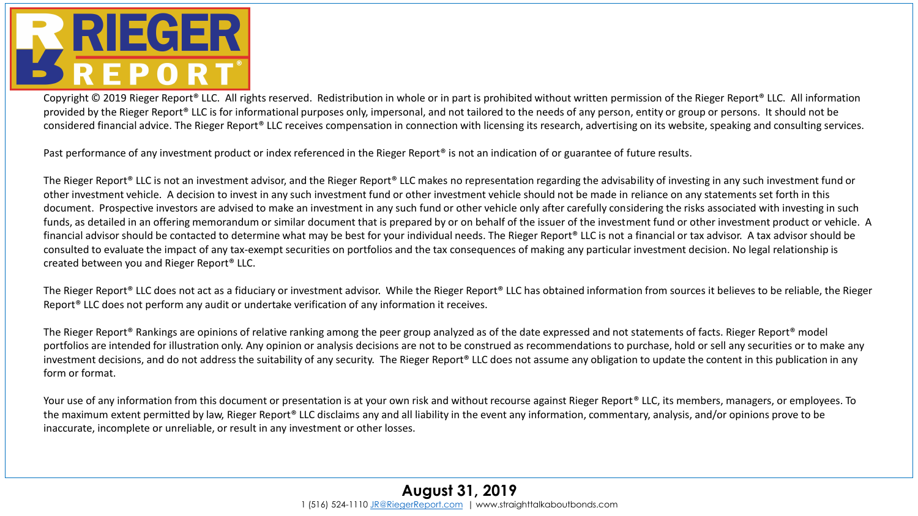Copyright © 2019 Rieger Report® LLC. All rights reserved. Redistribution in whole or in part is prohibited without written permission of the Rieger Report® LLC. All information provided by the Rieger Report® LLC is for informational purposes only, impersonal, and not tailored to the needs of any person, entity or group or persons. It should not be considered financial advice. The Rieger Report® LLC receives compensation in connection with licensing its research, advertising on its website, speaking and consulting services.

Past performance of any investment product or index referenced in the Rieger Report® is not an indication of or guarantee of future results.

The Rieger Report® LLC is not an investment advisor, and the Rieger Report® LLC makes no representation regarding the advisability of investing in any such investment fund or other investment vehicle. A decision to invest in any such investment fund or other investment vehicle should not be made in reliance on any statements set forth in this document. Prospective investors are advised to make an investment in any such fund or other vehicle only after carefully considering the risks associated with investing in such funds, as detailed in an offering memorandum or similar document that is prepared by or on behalf of the issuer of the investment fund or other investment product or vehicle. A financial advisor should be contacted to determine what may be best for your individual needs. The Rieger Report® LLC is not a financial or tax advisor. A tax advisor should be consulted to evaluate the impact of any tax-exempt securities on portfolios and the tax consequences of making any particular investment decision. No legal relationship is created between you and Rieger Report® LLC.

The Rieger Report® LLC does not act as a fiduciary or investment advisor. While the Rieger Report® LLC has obtained information from sources it believes to be reliable, the Rieger Report® LLC does not perform any audit or undertake verification of any information it receives.

The Rieger Report® Rankings are opinions of relative ranking among the peer group analyzed as of the date expressed and not statements of facts. Rieger Report® model portfolios are intended for illustration only. Any opinion or analysis decisions are not to be construed as recommendations to purchase, hold or sell any securities or to make any investment decisions, and do not address the suitability of any security. The Rieger Report® LLC does not assume any obligation to update the content in this publication in any form or format.

Your use of any information from this document or presentation is at your own risk and without recourse against Rieger Report® LLC, its members, managers, or employees. To the maximum extent permitted by law, Rieger Report® LLC disclaims any and all liability in the event any information, commentary, analysis, and/or opinions prove to be inaccurate, incomplete or unreliable, or result in any investment or other losses.

**August 31, 2019**

1 (516) 524-1110 JR@RiegerReport.com | www.straighttalkaboutbonds.com